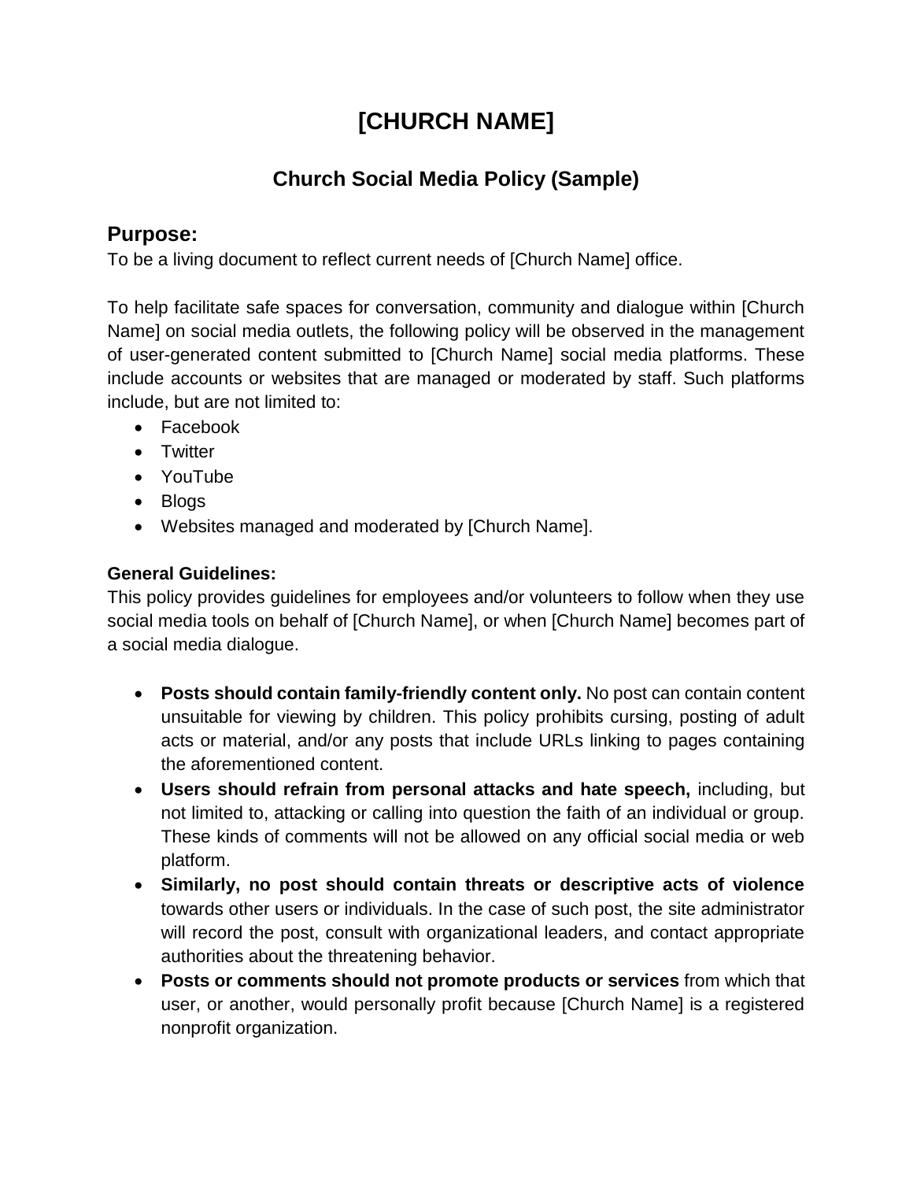# [CHURCH NAME]

## Church Social Media Policy (Sample)

## Purpose:

To be a living document to reflect current needs of [Church Name] office.

To help facilitate safe spaces for conversation, community and dialogue within [Church Name] on social media outlets, the following policy will be observed in the management of user-generated content submitted to [Church Name] social media platforms. These include accounts or websites that are managed or moderated by staff. Such platforms include, but are not limited to:

- Facebook
- Twitter
- YouTube
- Blogs
- Websites managed and moderated by [Church Name].

### General Guidelines:

This policy provides guidelines for employees and/or volunteers to follow when they use social media tools on behalf of [Church Name], or when [Church Name] becomes part of a social media dialogue.

- **Posts should contain family-friendly content only.** No post can contain content unsuitable for viewing by children. This policy prohibits cursing, posting of adult acts or material, and/or any posts that include URLs linking to pages containing the aforementioned content.
- **Users should refrain from personal attacks and hate speech,** including, but not limited to, attacking or calling into question the faith of an individual or group. These kinds of comments will not be allowed on any official social media or web platform.
- **Similarly, no post should contain threats or descriptive acts of violence** towards other users or individuals. In the case of such post, the site administrator will record the post, consult with organizational leaders, and contact appropriate authorities about the threatening behavior.
- **Posts or comments should not promote products or services** from which that user, or another, would personally profit because [Church Name] is a registered nonprofit organization.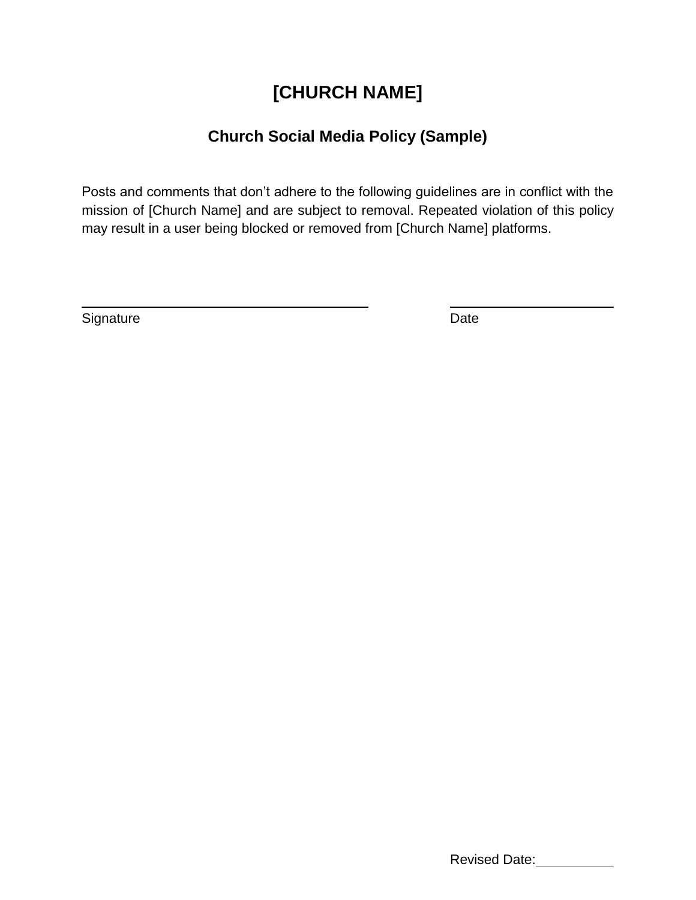# [CHURCH NAME]

## Church Social Media Policy (Sample)

Posts and comments that don't adhere to the following guidelines are in conflict with the mission of [Church Name] and are subject to removal. Repeated violation of this policy may result in a user being blocked or removed from [Church Name] platforms.

\_\_\_\_\_\_\_\_\_\_\_\_\_\_\_\_\_\_\_\_\_\_\_\_\_\_\_\_\_\_\_\_\_\_\_\_\_\_\_\_ \_\_\_\_\_\_\_\_\_\_\_\_\_\_\_\_\_\_\_\_\_\_\_
Signature Date

Revised Date: \_\_\_\_\_\_\_\_\_\_\_